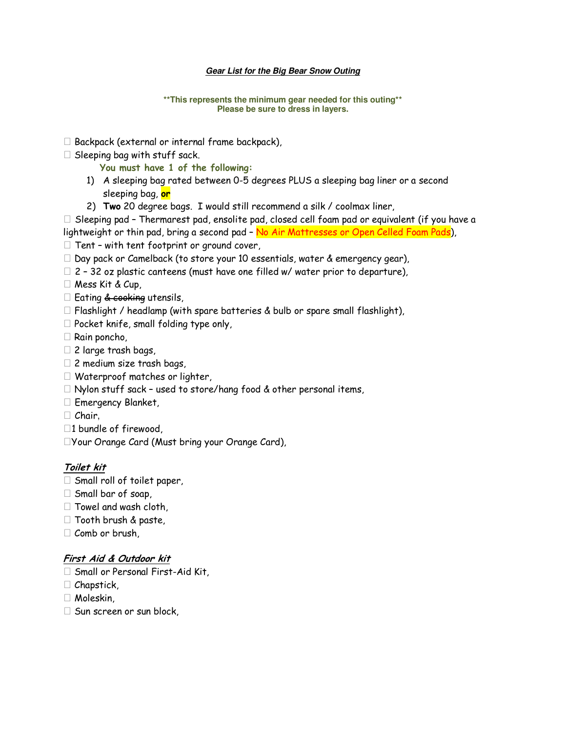# ***Gear List for the Big Bear Snow Outing***

**\*\*This represents the minimum gear needed for this outing\*\***
**Please be sure to dress in layers.**

- ☐ Backpack (external or internal frame backpack),
- ☐ Sleeping bag with stuff sack.

  **You must have 1 of the following:**

  1) A sleeping bag rated between 0-5 degrees PLUS a sleeping bag liner or a second sleeping bag, **or**
  2) **Two** 20 degree bags. I would still recommend a silk / coolmax liner,

- ☐ Sleeping pad – Thermarest pad, ensolite pad, closed cell foam pad or equivalent (if you have a lightweight or thin pad, bring a second pad – No Air Mattresses or Open Celled Foam Pads),
- ☐ Tent – with tent footprint or ground cover,
- ☐ Day pack or Camelback (to store your 10 essentials, water & emergency gear),
- ☐ 2 – 32 oz plastic canteens (must have one filled w/ water prior to departure),
- ☐ Mess Kit & Cup,
- ☐ Eating ~~& cooking~~ utensils,
- ☐ Flashlight / headlamp (with spare batteries & bulb or spare small flashlight),
- ☐ Pocket knife, small folding type only,
- ☐ Rain poncho,
- ☐ 2 large trash bags,
- ☐ 2 medium size trash bags,
- ☐ Waterproof matches or lighter,
- ☐ Nylon stuff sack – used to store/hang food & other personal items,
- ☐ Emergency Blanket,
- ☐ Chair,
- ☐ 1 bundle of firewood,
- ☐ Your Orange Card (Must bring your Orange Card),

## ***Toilet kit***

- ☐ Small roll of toilet paper,
- ☐ Small bar of soap,
- ☐ Towel and wash cloth,
- ☐ Tooth brush & paste,
- ☐ Comb or brush,

## ***First Aid & Outdoor kit***

- ☐ Small or Personal First-Aid Kit,
- ☐ Chapstick,
- ☐ Moleskin,
- ☐ Sun screen or sun block,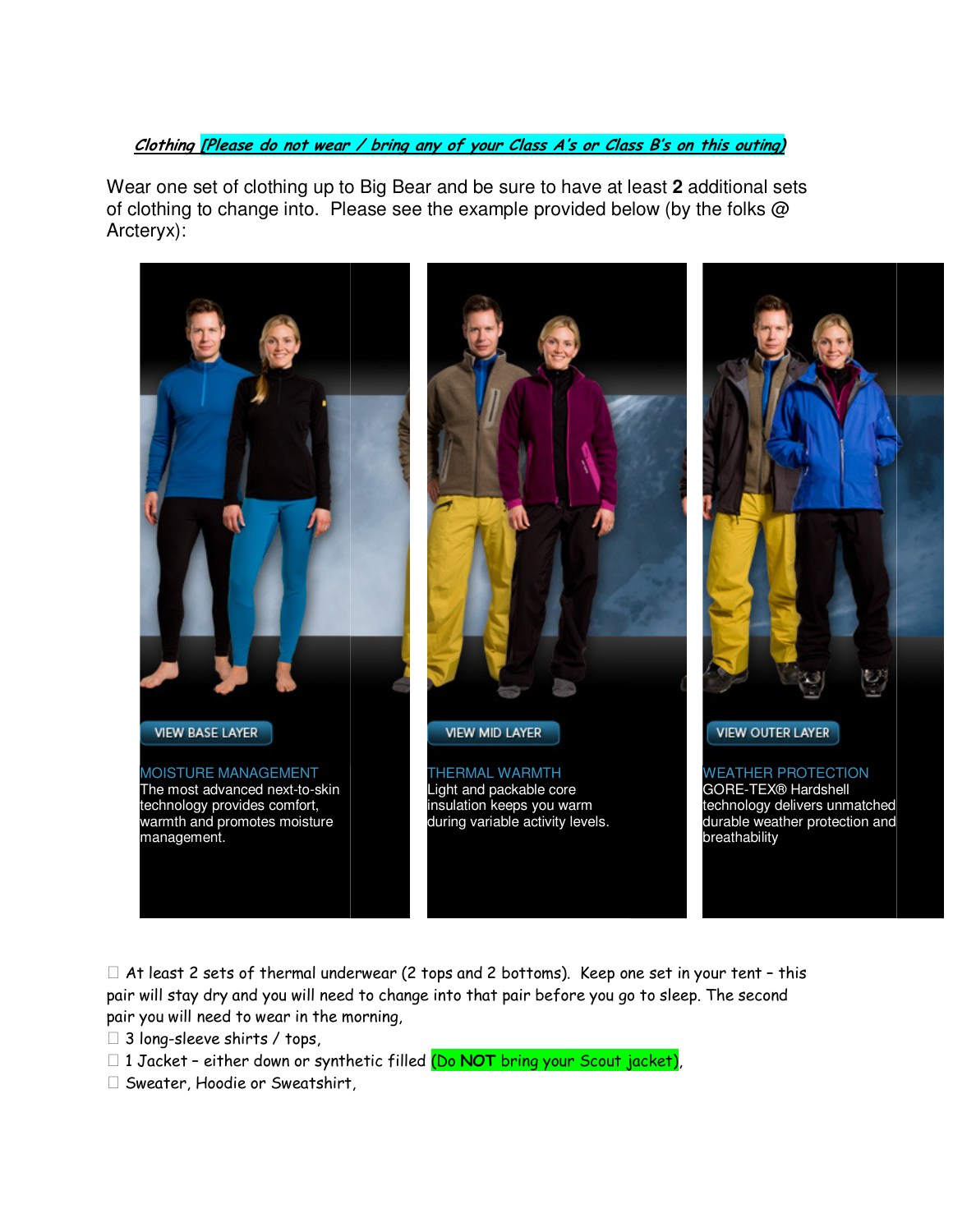***Clothing** [Please do not wear / bring any of your Class A's or Class B's on this outing]*

Wear one set of clothing up to Big Bear and be sure to have at least **2** additional sets of clothing to change into. Please see the example provided below (by the folks @ Arcteryx):

VIEW BASE LAYER

MOISTURE MANAGEMENT
The most advanced next-to-skin technology provides comfort, warmth and promotes moisture management.

VIEW MID LAYER

THERMAL WARMTH
Light and packable core insulation keeps you warm during variable activity levels.

VIEW OUTER LAYER

WEATHER PROTECTION
GORE-TEX® Hardshell technology delivers unmatched durable weather protection and breathability

- ☐ At least 2 sets of thermal underwear (2 tops and 2 bottoms). Keep one set in your tent – this pair will stay dry and you will need to change into that pair before you go to sleep. The second pair you will need to wear in the morning,
- ☐ 3 long-sleeve shirts / tops,
- ☐ 1 Jacket – either down or synthetic filled (Do **NOT** bring your Scout jacket),
- ☐ Sweater, Hoodie or Sweatshirt,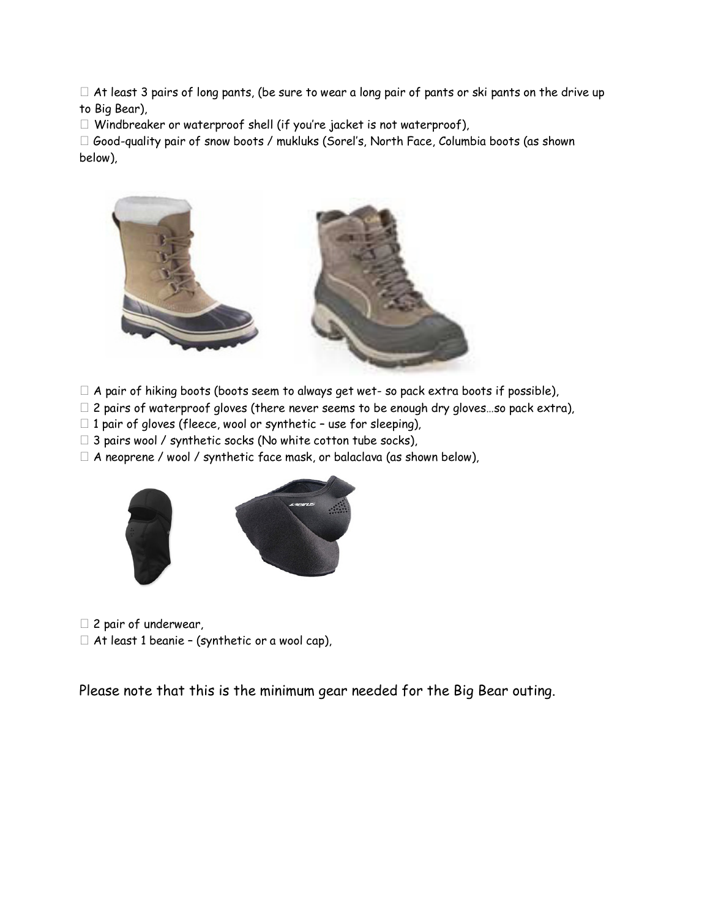- At least 3 pairs of long pants, (be sure to wear a long pair of pants or ski pants on the drive up to Big Bear),
- Windbreaker or waterproof shell (if you're jacket is not waterproof),
- Good-quality pair of snow boots / mukluks (Sorel's, North Face, Columbia boots (as shown below),
- A pair of hiking boots (boots seem to always get wet- so pack extra boots if possible),
- 2 pairs of waterproof gloves (there never seems to be enough dry gloves…so pack extra),
- 1 pair of gloves (fleece, wool or synthetic – use for sleeping),
- 3 pairs wool / synthetic socks (No white cotton tube socks),
- A neoprene / wool / synthetic face mask, or balaclava (as shown below),
- 2 pair of underwear,
- At least 1 beanie – (synthetic or a wool cap),

Please note that this is the minimum gear needed for the Big Bear outing.